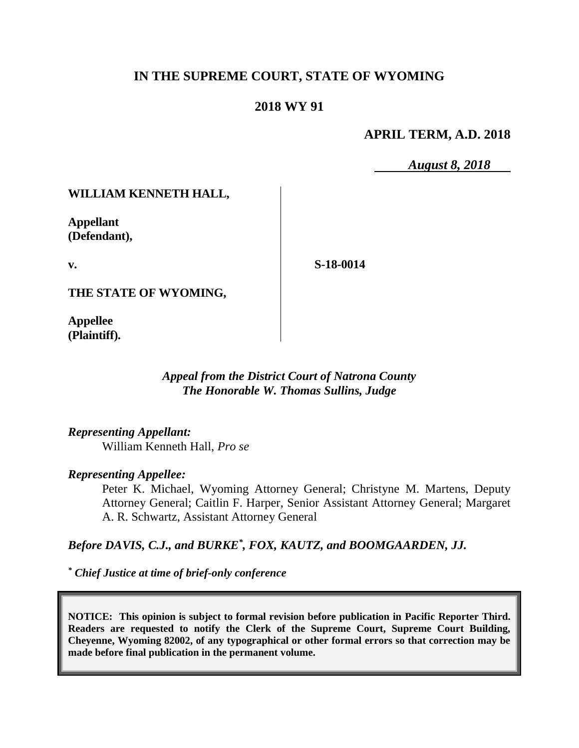# IN THE SUPREME COURT, STATE OF WYOMING

## 2018 WY 91

**APRIL TERM, A.D. 2018**

***August 8, 2018***

**WILLIAM KENNETH HALL,**

**Appellant (Defendant),**

**v.**

**S-18-0014**

**THE STATE OF WYOMING,**

**Appellee (Plaintiff).**

***Appeal from the District Court of Natrona County***
***The Honorable W. Thomas Sullins, Judge***

***Representing Appellant:***
William Kenneth Hall, *Pro se*

***Representing Appellee:***
Peter K. Michael, Wyoming Attorney General; Christyne M. Martens, Deputy Attorney General; Caitlin F. Harper, Senior Assistant Attorney General; Margaret A. R. Schwartz, Assistant Attorney General

***Before DAVIS, C.J., and BURKE*, FOX, KAUTZ, and BOOMGAARDEN, JJ.***

*** Chief Justice at time of brief-only conference***

**NOTICE: This opinion is subject to formal revision before publication in Pacific Reporter Third. Readers are requested to notify the Clerk of the Supreme Court, Supreme Court Building, Cheyenne, Wyoming 82002, of any typographical or other formal errors so that correction may be made before final publication in the permanent volume.**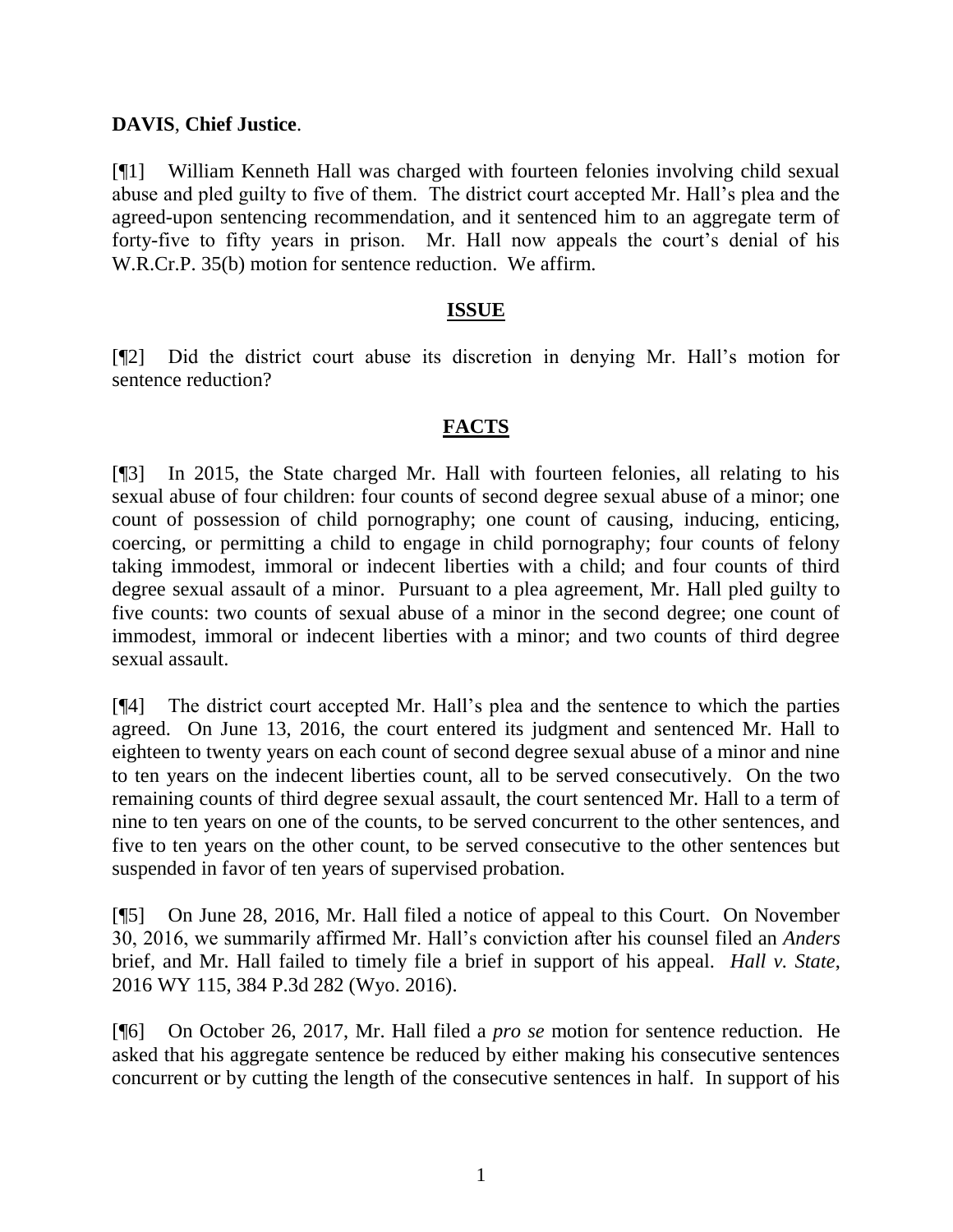**DAVIS**, **Chief Justice**.

[¶1] William Kenneth Hall was charged with fourteen felonies involving child sexual abuse and pled guilty to five of them. The district court accepted Mr. Hall's plea and the agreed-upon sentencing recommendation, and it sentenced him to an aggregate term of forty-five to fifty years in prison. Mr. Hall now appeals the court's denial of his W.R.Cr.P. 35(b) motion for sentence reduction. We affirm.

## ISSUE

[¶2] Did the district court abuse its discretion in denying Mr. Hall's motion for sentence reduction?

## FACTS

[¶3] In 2015, the State charged Mr. Hall with fourteen felonies, all relating to his sexual abuse of four children: four counts of second degree sexual abuse of a minor; one count of possession of child pornography; one count of causing, inducing, enticing, coercing, or permitting a child to engage in child pornography; four counts of felony taking immodest, immoral or indecent liberties with a child; and four counts of third degree sexual assault of a minor. Pursuant to a plea agreement, Mr. Hall pled guilty to five counts: two counts of sexual abuse of a minor in the second degree; one count of immodest, immoral or indecent liberties with a minor; and two counts of third degree sexual assault.

[¶4] The district court accepted Mr. Hall's plea and the sentence to which the parties agreed. On June 13, 2016, the court entered its judgment and sentenced Mr. Hall to eighteen to twenty years on each count of second degree sexual abuse of a minor and nine to ten years on the indecent liberties count, all to be served consecutively. On the two remaining counts of third degree sexual assault, the court sentenced Mr. Hall to a term of nine to ten years on one of the counts, to be served concurrent to the other sentences, and five to ten years on the other count, to be served consecutive to the other sentences but suspended in favor of ten years of supervised probation.

[¶5] On June 28, 2016, Mr. Hall filed a notice of appeal to this Court. On November 30, 2016, we summarily affirmed Mr. Hall's conviction after his counsel filed an *Anders* brief, and Mr. Hall failed to timely file a brief in support of his appeal. *Hall v. State*, 2016 WY 115, 384 P.3d 282 (Wyo. 2016).

[¶6] On October 26, 2017, Mr. Hall filed a *pro se* motion for sentence reduction. He asked that his aggregate sentence be reduced by either making his consecutive sentences concurrent or by cutting the length of the consecutive sentences in half. In support of his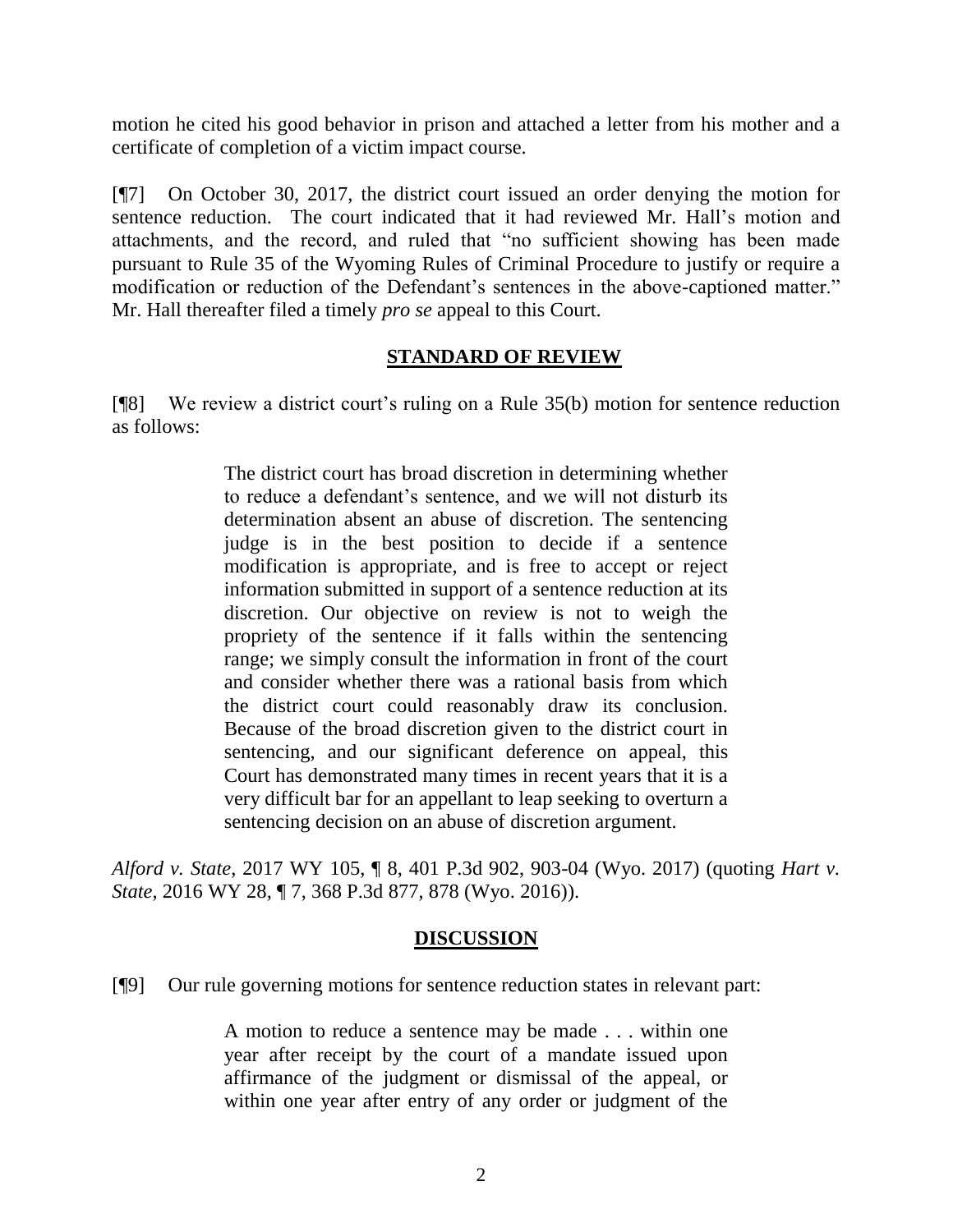motion he cited his good behavior in prison and attached a letter from his mother and a certificate of completion of a victim impact course.

[¶7] On October 30, 2017, the district court issued an order denying the motion for sentence reduction. The court indicated that it had reviewed Mr. Hall's motion and attachments, and the record, and ruled that "no sufficient showing has been made pursuant to Rule 35 of the Wyoming Rules of Criminal Procedure to justify or require a modification or reduction of the Defendant's sentences in the above-captioned matter." Mr. Hall thereafter filed a timely *pro se* appeal to this Court.

## STANDARD OF REVIEW

[¶8] We review a district court's ruling on a Rule 35(b) motion for sentence reduction as follows:

> The district court has broad discretion in determining whether to reduce a defendant's sentence, and we will not disturb its determination absent an abuse of discretion. The sentencing judge is in the best position to decide if a sentence modification is appropriate, and is free to accept or reject information submitted in support of a sentence reduction at its discretion. Our objective on review is not to weigh the propriety of the sentence if it falls within the sentencing range; we simply consult the information in front of the court and consider whether there was a rational basis from which the district court could reasonably draw its conclusion. Because of the broad discretion given to the district court in sentencing, and our significant deference on appeal, this Court has demonstrated many times in recent years that it is a very difficult bar for an appellant to leap seeking to overturn a sentencing decision on an abuse of discretion argument.

*Alford v. State*, 2017 WY 105, ¶ 8, 401 P.3d 902, 903-04 (Wyo. 2017) (quoting *Hart v. State*, 2016 WY 28, ¶ 7, 368 P.3d 877, 878 (Wyo. 2016)).

## DISCUSSION

[¶9] Our rule governing motions for sentence reduction states in relevant part:

> A motion to reduce a sentence may be made . . . within one year after receipt by the court of a mandate issued upon affirmance of the judgment or dismissal of the appeal, or within one year after entry of any order or judgment of the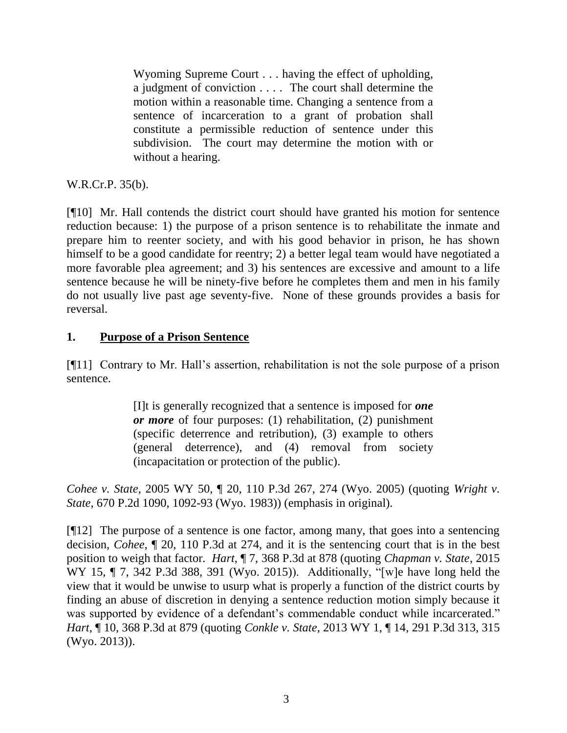> Wyoming Supreme Court . . . having the effect of upholding, a judgment of conviction . . . . The court shall determine the motion within a reasonable time. Changing a sentence from a sentence of incarceration to a grant of probation shall constitute a permissible reduction of sentence under this subdivision. The court may determine the motion with or without a hearing.

W.R.Cr.P. 35(b).

[¶10] Mr. Hall contends the district court should have granted his motion for sentence reduction because: 1) the purpose of a prison sentence is to rehabilitate the inmate and prepare him to reenter society, and with his good behavior in prison, he has shown himself to be a good candidate for reentry; 2) a better legal team would have negotiated a more favorable plea agreement; and 3) his sentences are excessive and amount to a life sentence because he will be ninety-five before he completes them and men in his family do not usually live past age seventy-five. None of these grounds provides a basis for reversal.

### 1. Purpose of a Prison Sentence

[¶11] Contrary to Mr. Hall's assertion, rehabilitation is not the sole purpose of a prison sentence.

> [I]t is generally recognized that a sentence is imposed for ***one or more*** of four purposes: (1) rehabilitation, (2) punishment (specific deterrence and retribution), (3) example to others (general deterrence), and (4) removal from society (incapacitation or protection of the public).

*Cohee v. State*, 2005 WY 50, ¶ 20, 110 P.3d 267, 274 (Wyo. 2005) (quoting *Wright v. State*, 670 P.2d 1090, 1092-93 (Wyo. 1983)) (emphasis in original).

[¶12] The purpose of a sentence is one factor, among many, that goes into a sentencing decision, *Cohee*, ¶ 20, 110 P.3d at 274, and it is the sentencing court that is in the best position to weigh that factor. *Hart*, ¶ 7, 368 P.3d at 878 (quoting *Chapman v. State*, 2015 WY 15, ¶ 7, 342 P.3d 388, 391 (Wyo. 2015)). Additionally, "[w]e have long held the view that it would be unwise to usurp what is properly a function of the district courts by finding an abuse of discretion in denying a sentence reduction motion simply because it was supported by evidence of a defendant's commendable conduct while incarcerated." *Hart*, ¶ 10, 368 P.3d at 879 (quoting *Conkle v. State*, 2013 WY 1, ¶ 14, 291 P.3d 313, 315 (Wyo. 2013)).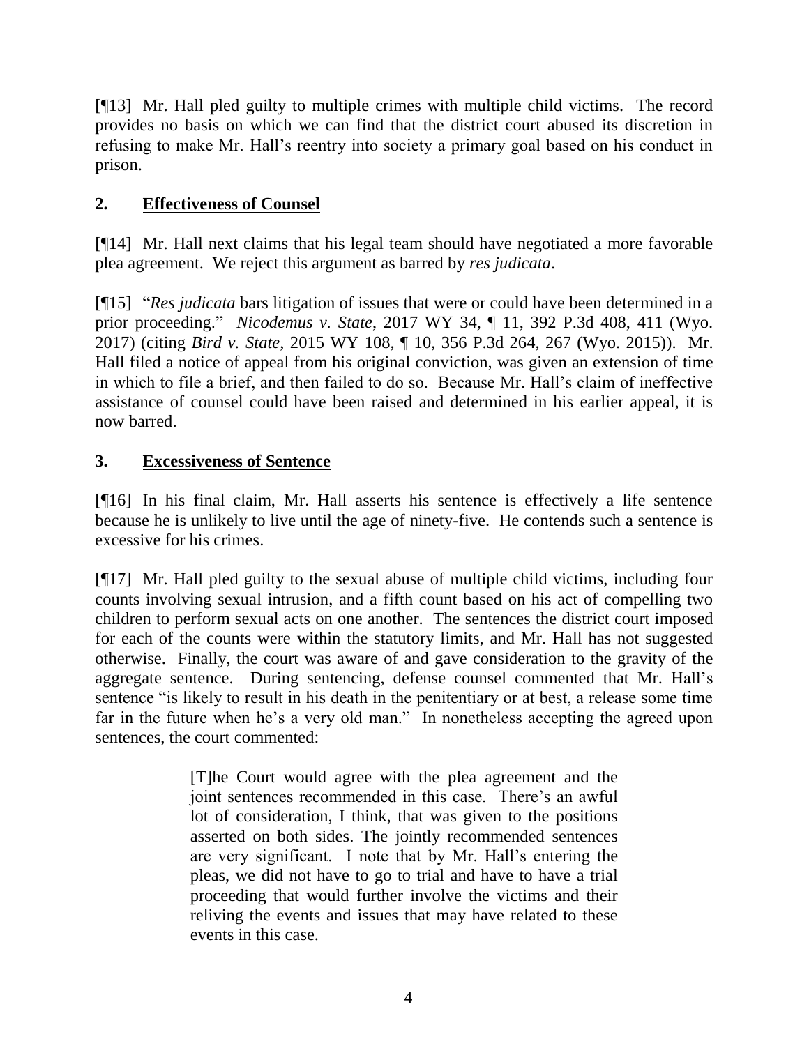[¶13] Mr. Hall pled guilty to multiple crimes with multiple child victims. The record provides no basis on which we can find that the district court abused its discretion in refusing to make Mr. Hall's reentry into society a primary goal based on his conduct in prison.

## 2. Effectiveness of Counsel

[¶14] Mr. Hall next claims that his legal team should have negotiated a more favorable plea agreement. We reject this argument as barred by *res judicata*.

[¶15] "*Res judicata* bars litigation of issues that were or could have been determined in a prior proceeding." *Nicodemus v. State*, 2017 WY 34, ¶ 11, 392 P.3d 408, 411 (Wyo. 2017) (citing *Bird v. State*, 2015 WY 108, ¶ 10, 356 P.3d 264, 267 (Wyo. 2015)). Mr. Hall filed a notice of appeal from his original conviction, was given an extension of time in which to file a brief, and then failed to do so. Because Mr. Hall's claim of ineffective assistance of counsel could have been raised and determined in his earlier appeal, it is now barred.

## 3. Excessiveness of Sentence

[¶16] In his final claim, Mr. Hall asserts his sentence is effectively a life sentence because he is unlikely to live until the age of ninety-five. He contends such a sentence is excessive for his crimes.

[¶17] Mr. Hall pled guilty to the sexual abuse of multiple child victims, including four counts involving sexual intrusion, and a fifth count based on his act of compelling two children to perform sexual acts on one another. The sentences the district court imposed for each of the counts were within the statutory limits, and Mr. Hall has not suggested otherwise. Finally, the court was aware of and gave consideration to the gravity of the aggregate sentence. During sentencing, defense counsel commented that Mr. Hall's sentence "is likely to result in his death in the penitentiary or at best, a release some time far in the future when he's a very old man." In nonetheless accepting the agreed upon sentences, the court commented:

> [T]he Court would agree with the plea agreement and the joint sentences recommended in this case. There's an awful lot of consideration, I think, that was given to the positions asserted on both sides. The jointly recommended sentences are very significant. I note that by Mr. Hall's entering the pleas, we did not have to go to trial and have to have a trial proceeding that would further involve the victims and their reliving the events and issues that may have related to these events in this case.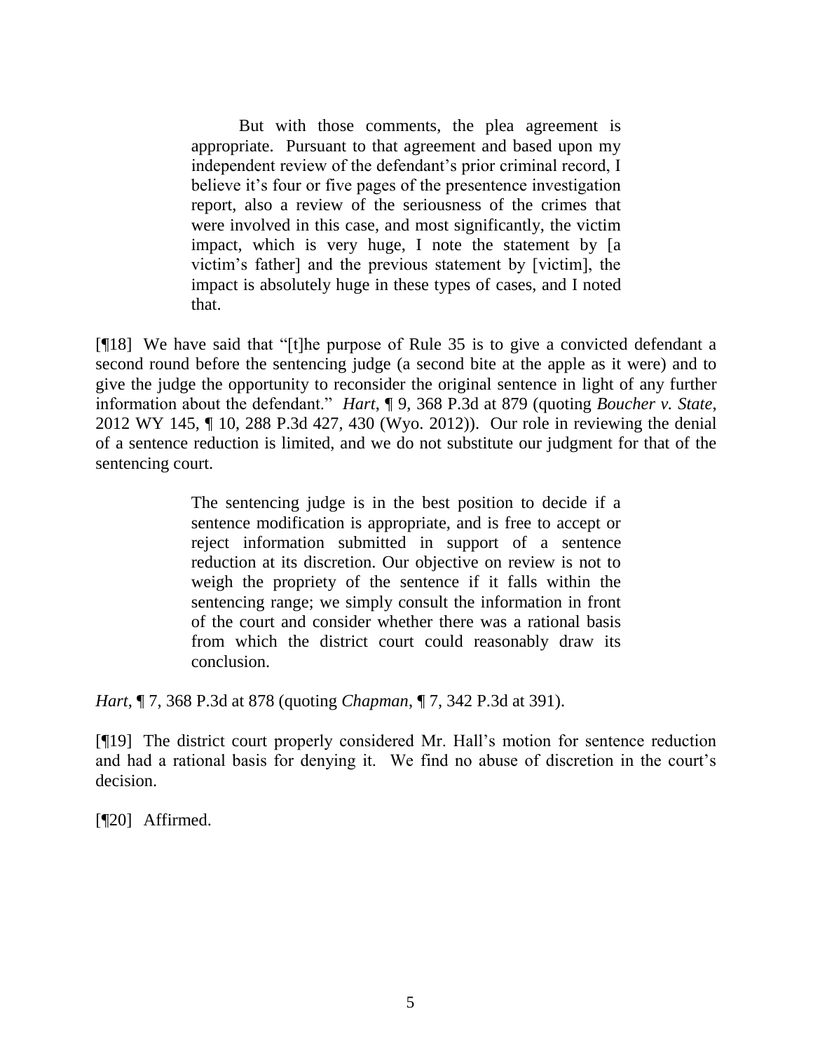> But with those comments, the plea agreement is appropriate. Pursuant to that agreement and based upon my independent review of the defendant's prior criminal record, I believe it's four or five pages of the presentence investigation report, also a review of the seriousness of the crimes that were involved in this case, and most significantly, the victim impact, which is very huge, I note the statement by [a victim's father] and the previous statement by [victim], the impact is absolutely huge in these types of cases, and I noted that.

[¶18] We have said that "[t]he purpose of Rule 35 is to give a convicted defendant a second round before the sentencing judge (a second bite at the apple as it were) and to give the judge the opportunity to reconsider the original sentence in light of any further information about the defendant." *Hart*, ¶ 9, 368 P.3d at 879 (quoting *Boucher v. State*, 2012 WY 145, ¶ 10, 288 P.3d 427, 430 (Wyo. 2012)). Our role in reviewing the denial of a sentence reduction is limited, and we do not substitute our judgment for that of the sentencing court.

> The sentencing judge is in the best position to decide if a sentence modification is appropriate, and is free to accept or reject information submitted in support of a sentence reduction at its discretion. Our objective on review is not to weigh the propriety of the sentence if it falls within the sentencing range; we simply consult the information in front of the court and consider whether there was a rational basis from which the district court could reasonably draw its conclusion.

*Hart*, ¶ 7, 368 P.3d at 878 (quoting *Chapman*, ¶ 7, 342 P.3d at 391).

[¶19] The district court properly considered Mr. Hall's motion for sentence reduction and had a rational basis for denying it. We find no abuse of discretion in the court's decision.

[¶20] Affirmed.